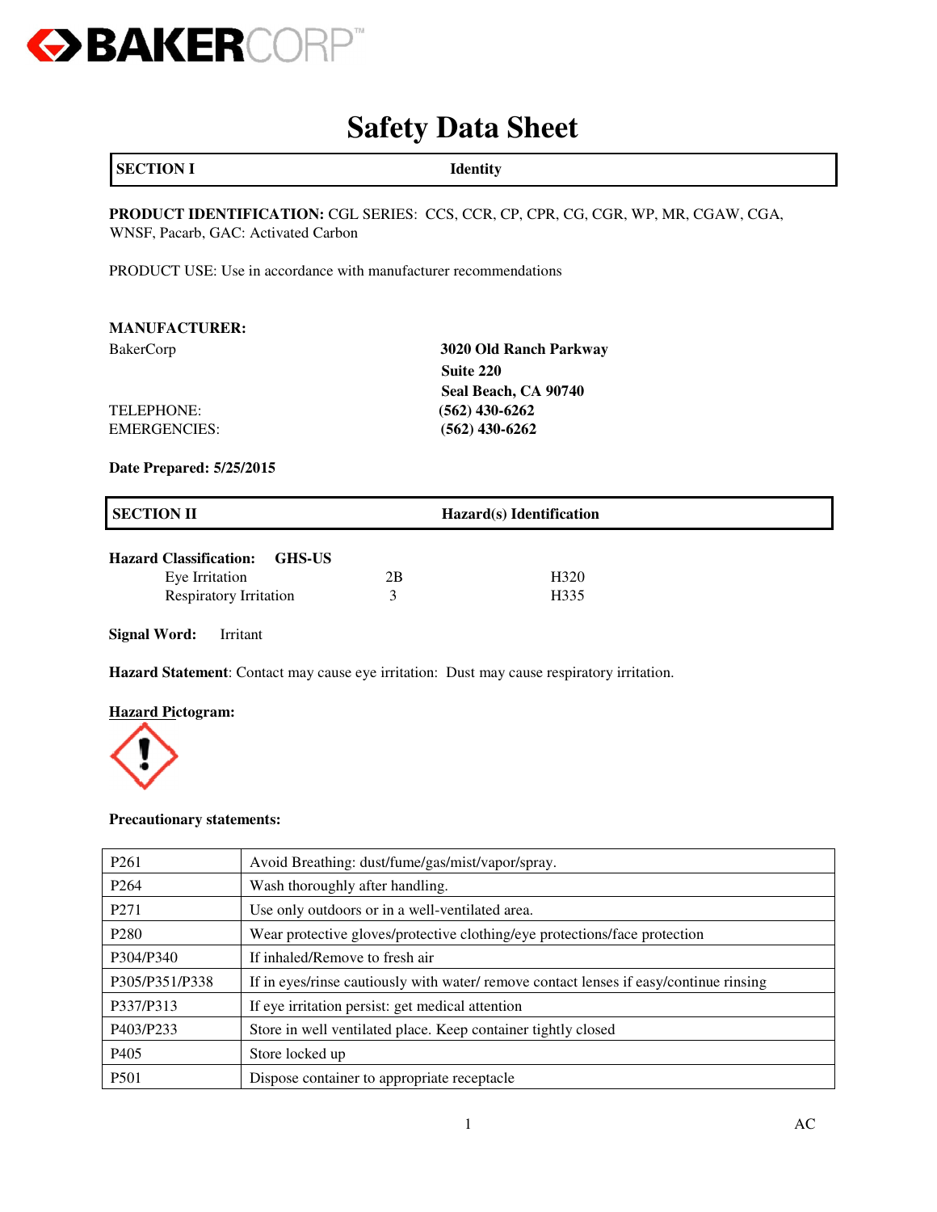BAKERCORP™

# Safety Data Sheet

| SECTION I | Identity |
|---|---|

**PRODUCT IDENTIFICATION:** CGL SERIES: CCS, CCR, CP, CPR, CG, CGR, WP, MR, CGAW, CGA, WNSF, Pacarb, GAC: Activated Carbon

PRODUCT USE: Use in accordance with manufacturer recommendations

**MANUFACTURER:**

BakerCorp

**3020 Old Ranch Parkway**
**Suite 220**
**Seal Beach, CA 90740**

TELEPHONE: **(562) 430-6262**
EMERGENCIES: **(562) 430-6262**

**Date Prepared: 5/25/2015**

| SECTION II | Hazard(s) Identification |
|---|---|

**Hazard Classification: GHS-US**

| | | |
|---|---|---|
| Eye Irritation | 2B | H320 |
| Respiratory Irritation | 3 | H335 |

**Signal Word:** Irritant

**Hazard Statement**: Contact may cause eye irritation: Dust may cause respiratory irritation.

**Hazard Pictogram:**

**Precautionary statements:**

| | |
|---|---|
| P261 | Avoid Breathing: dust/fume/gas/mist/vapor/spray. |
| P264 | Wash thoroughly after handling. |
| P271 | Use only outdoors or in a well-ventilated area. |
| P280 | Wear protective gloves/protective clothing/eye protections/face protection |
| P304/P340 | If inhaled/Remove to fresh air |
| P305/P351/P338 | If in eyes/rinse cautiously with water/ remove contact lenses if easy/continue rinsing |
| P337/P313 | If eye irritation persist: get medical attention |
| P403/P233 | Store in well ventilated place. Keep container tightly closed |
| P405 | Store locked up |
| P501 | Dispose container to appropriate receptacle |

AC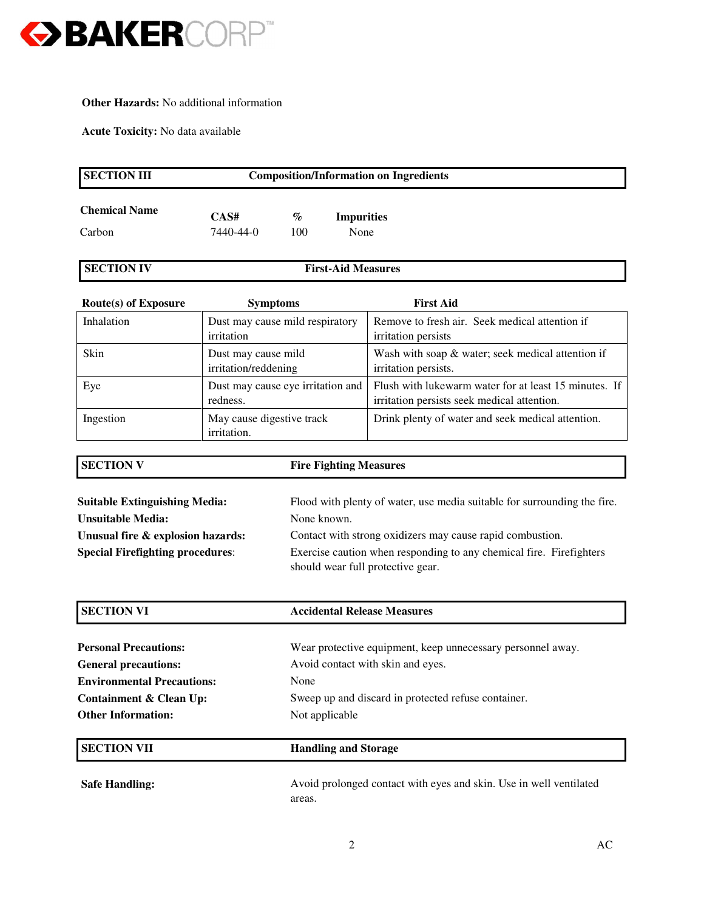**Other Hazards:** No additional information

**Acute Toxicity:** No data available

## SECTION III — Composition/Information on Ingredients

| Chemical Name | CAS# | % | Impurities |
| --- | --- | --- | --- |
| Carbon | 7440-44-0 | 100 | None |

## SECTION IV — First-Aid Measures

| Route(s) of Exposure | Symptoms | First Aid |
| --- | --- | --- |
| Inhalation | Dust may cause mild respiratory irritation | Remove to fresh air. Seek medical attention if irritation persists |
| Skin | Dust may cause mild irritation/reddening | Wash with soap & water; seek medical attention if irritation persists. |
| Eye | Dust may cause eye irritation and redness. | Flush with lukewarm water for at least 15 minutes. If irritation persists seek medical attention. |
| Ingestion | May cause digestive track irritation. | Drink plenty of water and seek medical attention. |

## SECTION V — Fire Fighting Measures

**Suitable Extinguishing Media:** Flood with plenty of water, use media suitable for surrounding the fire.

**Unsuitable Media:** None known.

**Unusual fire & explosion hazards:** Contact with strong oxidizers may cause rapid combustion.

**Special Firefighting procedures**: Exercise caution when responding to any chemical fire. Firefighters should wear full protective gear.

## SECTION VI — Accidental Release Measures

**Personal Precautions:** Wear protective equipment, keep unnecessary personnel away.

**General precautions:** Avoid contact with skin and eyes.

**Environmental Precautions:** None

**Containment & Clean Up:** Sweep up and discard in protected refuse container.

**Other Information:** Not applicable

## SECTION VII — Handling and Storage

**Safe Handling:** Avoid prolonged contact with eyes and skin. Use in well ventilated areas.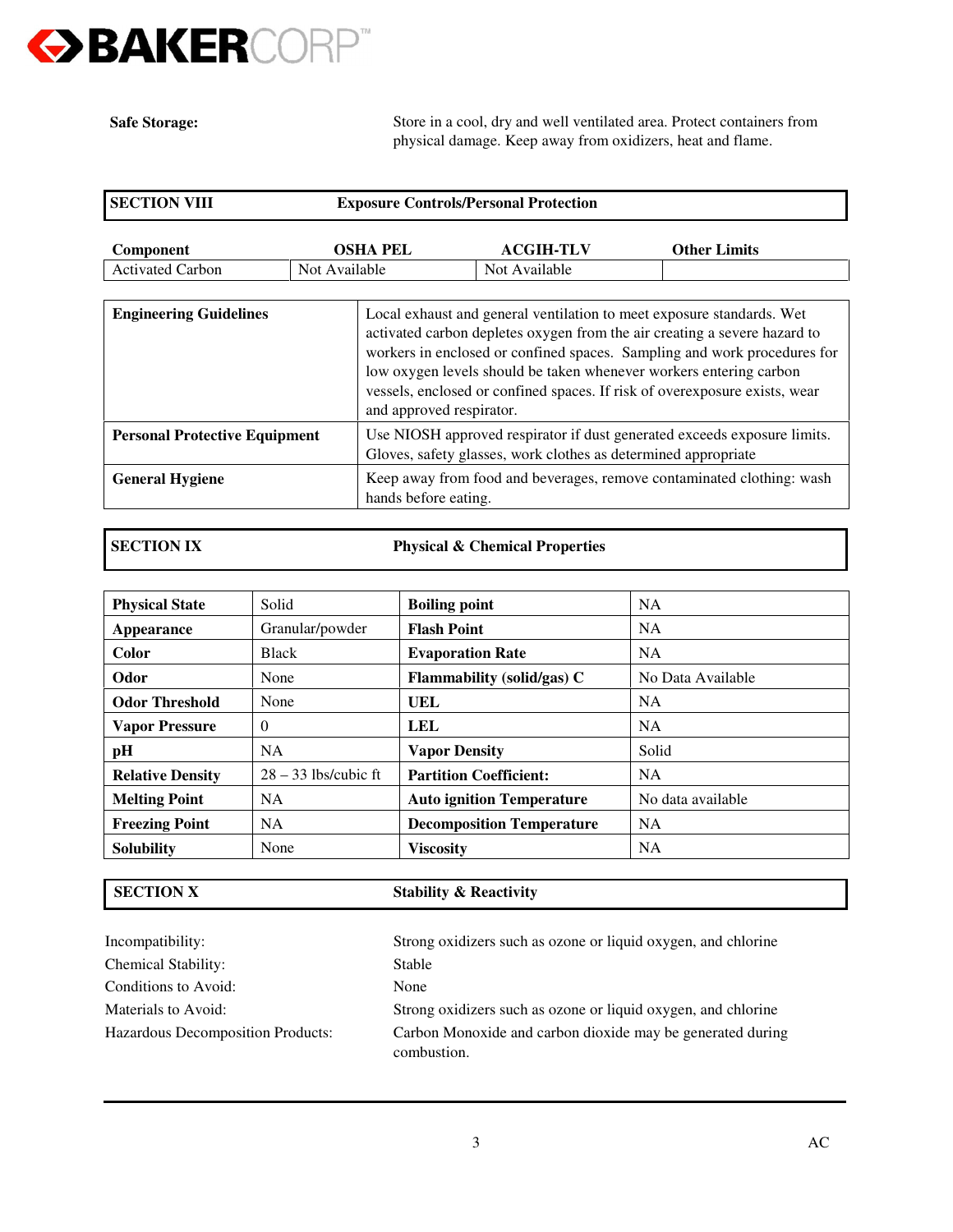**Safe Storage:** Store in a cool, dry and well ventilated area. Protect containers from physical damage. Keep away from oxidizers, heat and flame.

## SECTION VIII Exposure Controls/Personal Protection

| Component | OSHA PEL | ACGIH-TLV | Other Limits |
|---|---|---|---|
| Activated Carbon | Not Available | Not Available | |

| | |
|---|---|
| **Engineering Guidelines** | Local exhaust and general ventilation to meet exposure standards. Wet activated carbon depletes oxygen from the air creating a severe hazard to workers in enclosed or confined spaces. Sampling and work procedures for low oxygen levels should be taken whenever workers entering carbon vessels, enclosed or confined spaces. If risk of overexposure exists, wear and approved respirator. |
| **Personal Protective Equipment** | Use NIOSH approved respirator if dust generated exceeds exposure limits. Gloves, safety glasses, work clothes as determined appropriate |
| **General Hygiene** | Keep away from food and beverages, remove contaminated clothing: wash hands before eating. |

## SECTION IX Physical & Chemical Properties

| | | | |
|---|---|---|---|
| **Physical State** | Solid | **Boiling point** | NA |
| **Appearance** | Granular/powder | **Flash Point** | NA |
| **Color** | Black | **Evaporation Rate** | NA |
| **Odor** | None | **Flammability (solid/gas) C** | No Data Available |
| **Odor Threshold** | None | **UEL** | NA |
| **Vapor Pressure** | 0 | **LEL** | NA |
| **pH** | NA | **Vapor Density** | Solid |
| **Relative Density** | 28 – 33 lbs/cubic ft | **Partition Coefficient:** | NA |
| **Melting Point** | NA | **Auto ignition Temperature** | No data available |
| **Freezing Point** | NA | **Decomposition Temperature** | NA |
| **Solubility** | None | **Viscosity** | NA |

## SECTION X Stability & Reactivity

Incompatibility: Strong oxidizers such as ozone or liquid oxygen, and chlorine

Chemical Stability: Stable

Conditions to Avoid: None

Materials to Avoid: Strong oxidizers such as ozone or liquid oxygen, and chlorine

Hazardous Decomposition Products: Carbon Monoxide and carbon dioxide may be generated during combustion.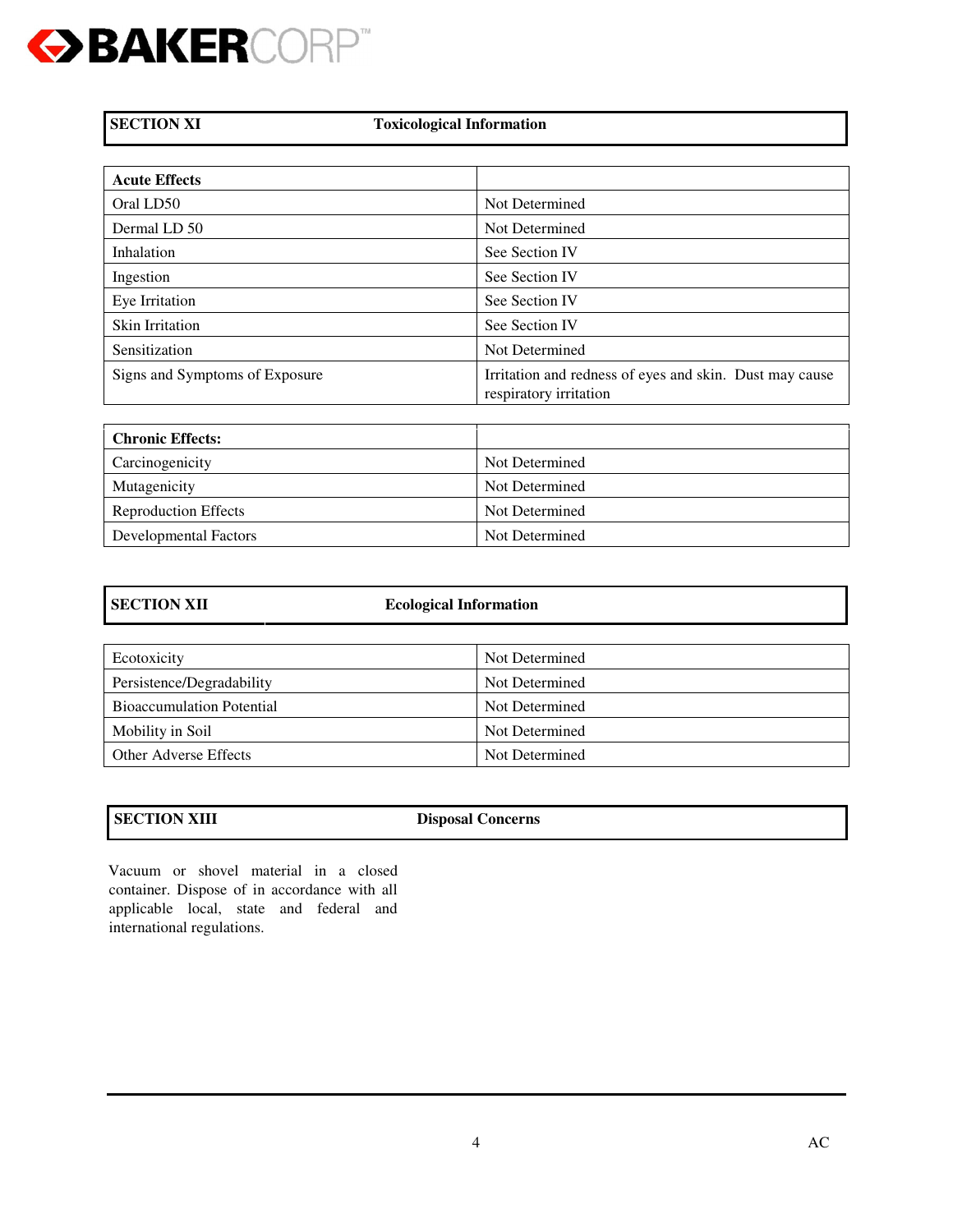## SECTION XI Toxicological Information

| Acute Effects | |
|---|---|
| Oral LD50 | Not Determined |
| Dermal LD 50 | Not Determined |
| Inhalation | See Section IV |
| Ingestion | See Section IV |
| Eye Irritation | See Section IV |
| Skin Irritation | See Section IV |
| Sensitization | Not Determined |
| Signs and Symptoms of Exposure | Irritation and redness of eyes and skin. Dust may cause respiratory irritation |

| Chronic Effects: | |
|---|---|
| Carcinogenicity | Not Determined |
| Mutagenicity | Not Determined |
| Reproduction Effects | Not Determined |
| Developmental Factors | Not Determined |

## SECTION XII Ecological Information

| | |
|---|---|
| Ecotoxicity | Not Determined |
| Persistence/Degradability | Not Determined |
| Bioaccumulation Potential | Not Determined |
| Mobility in Soil | Not Determined |
| Other Adverse Effects | Not Determined |

## SECTION XIII Disposal Concerns

Vacuum or shovel material in a closed container. Dispose of in accordance with all applicable local, state and federal and international regulations.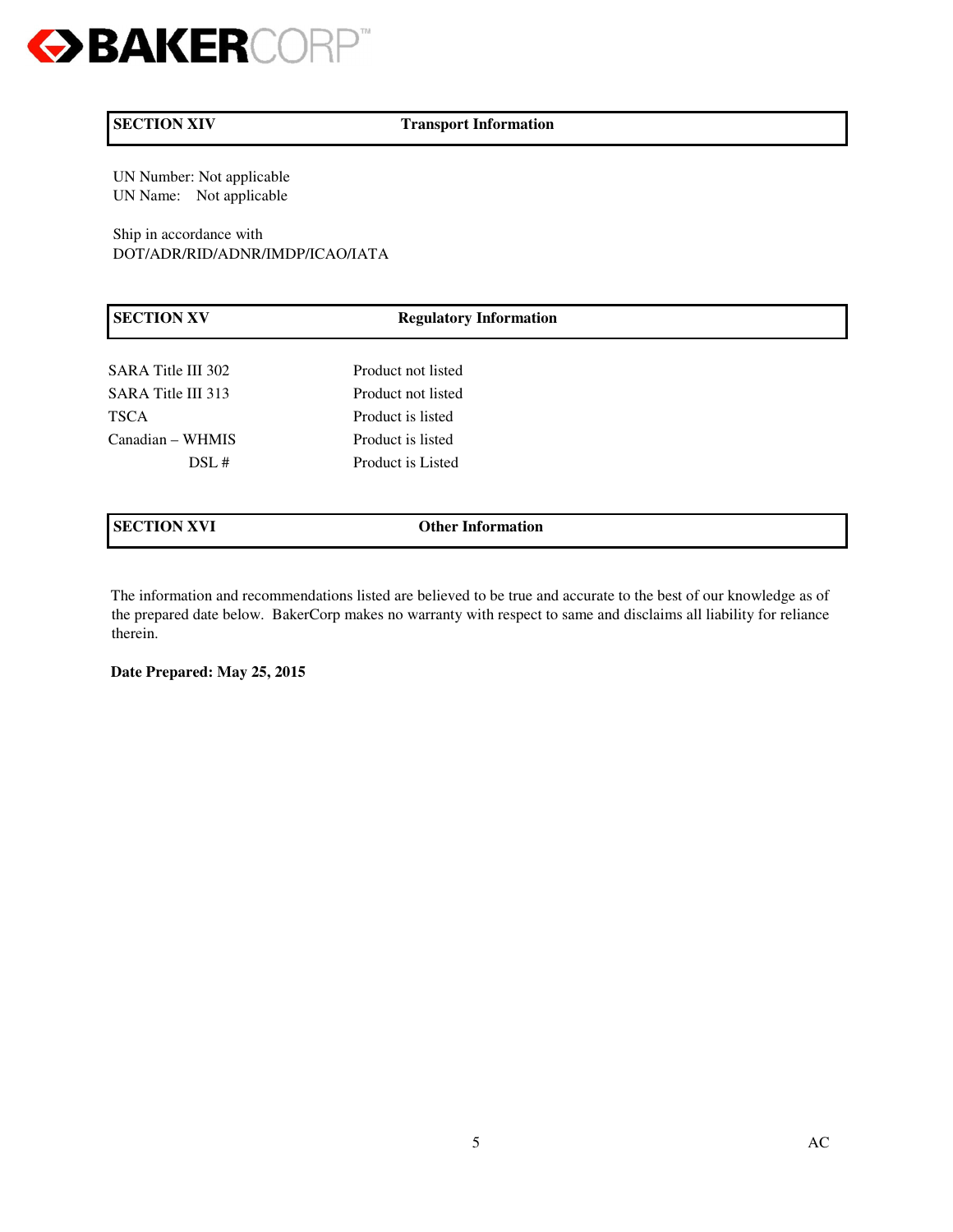## SECTION XIV — Transport Information

UN Number: Not applicable
UN Name: Not applicable

Ship in accordance with
DOT/ADR/RID/ADNR/IMDP/ICAO/IATA

## SECTION XV — Regulatory Information

| | |
|---|---|
| SARA Title III 302 | Product not listed |
| SARA Title III 313 | Product not listed |
| TSCA | Product is listed |
| Canadian – WHMIS | Product is listed |
| DSL # | Product is Listed |

## SECTION XVI — Other Information

The information and recommendations listed are believed to be true and accurate to the best of our knowledge as of the prepared date below. BakerCorp makes no warranty with respect to same and disclaims all liability for reliance therein.

**Date Prepared: May 25, 2015**